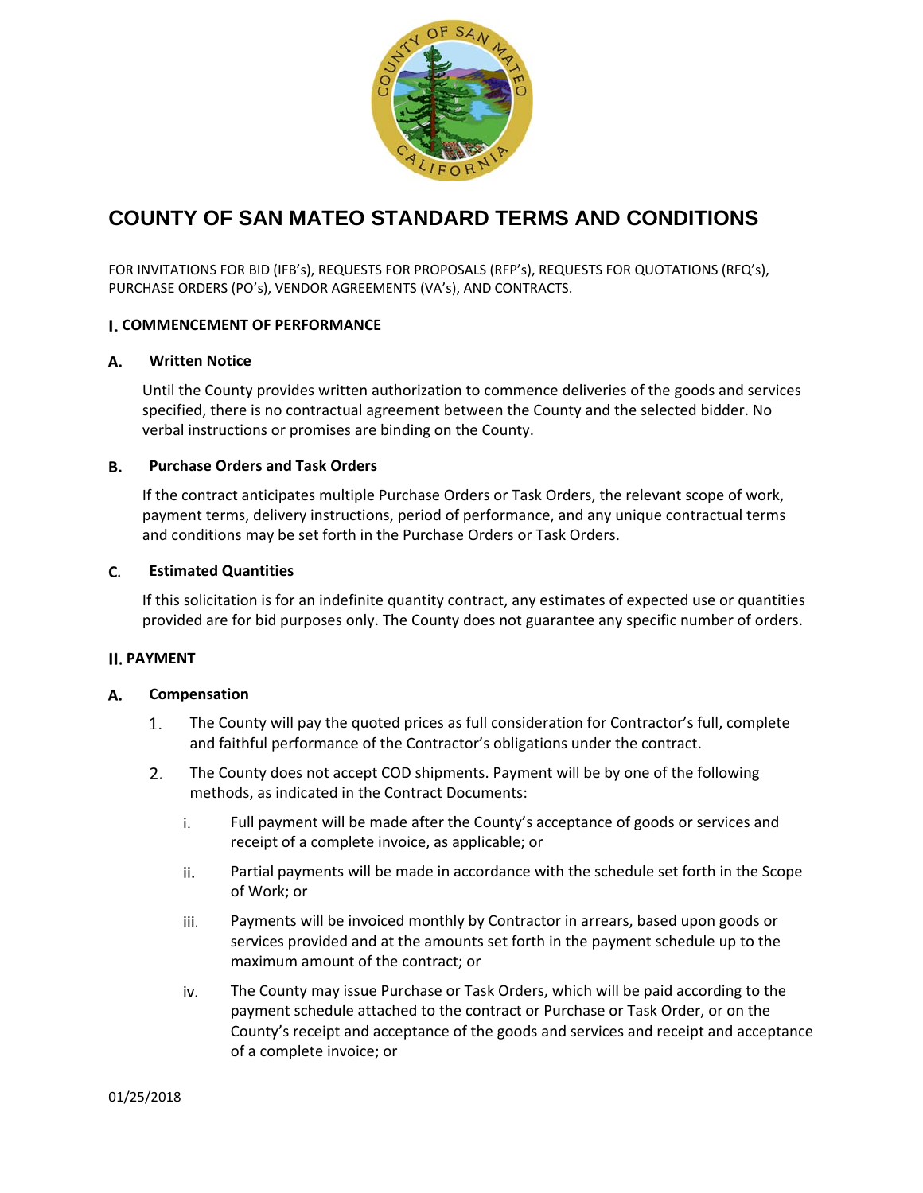# COUNTY OF SAN MATEO STANDARD TERMS AND CONDITIONS

FOR INVITATIONS FOR BID (IFB's), REQUESTS FOR PROPOSALS (RFP's), REQUESTS FOR QUOTATIONS (RFQ's), PURCHASE ORDERS (PO's), VENDOR AGREEMENTS (VA's), AND CONTRACTS.

## I. COMMENCEMENT OF PERFORMANCE

### A. Written Notice

Until the County provides written authorization to commence deliveries of the goods and services specified, there is no contractual agreement between the County and the selected bidder. No verbal instructions or promises are binding on the County.

### B. Purchase Orders and Task Orders

If the contract anticipates multiple Purchase Orders or Task Orders, the relevant scope of work, payment terms, delivery instructions, period of performance, and any unique contractual terms and conditions may be set forth in the Purchase Orders or Task Orders.

### C. Estimated Quantities

If this solicitation is for an indefinite quantity contract, any estimates of expected use or quantities provided are for bid purposes only. The County does not guarantee any specific number of orders.

## II. PAYMENT

### A. Compensation

1. The County will pay the quoted prices as full consideration for Contractor's full, complete and faithful performance of the Contractor's obligations under the contract.

2. The County does not accept COD shipments. Payment will be by one of the following methods, as indicated in the Contract Documents:

   i. Full payment will be made after the County's acceptance of goods or services and receipt of a complete invoice, as applicable; or

   ii. Partial payments will be made in accordance with the schedule set forth in the Scope of Work; or

   iii. Payments will be invoiced monthly by Contractor in arrears, based upon goods or services provided and at the amounts set forth in the payment schedule up to the maximum amount of the contract; or

   iv. The County may issue Purchase or Task Orders, which will be paid according to the payment schedule attached to the contract or Purchase or Task Order, or on the County's receipt and acceptance of the goods and services and receipt and acceptance of a complete invoice; or

01/25/2018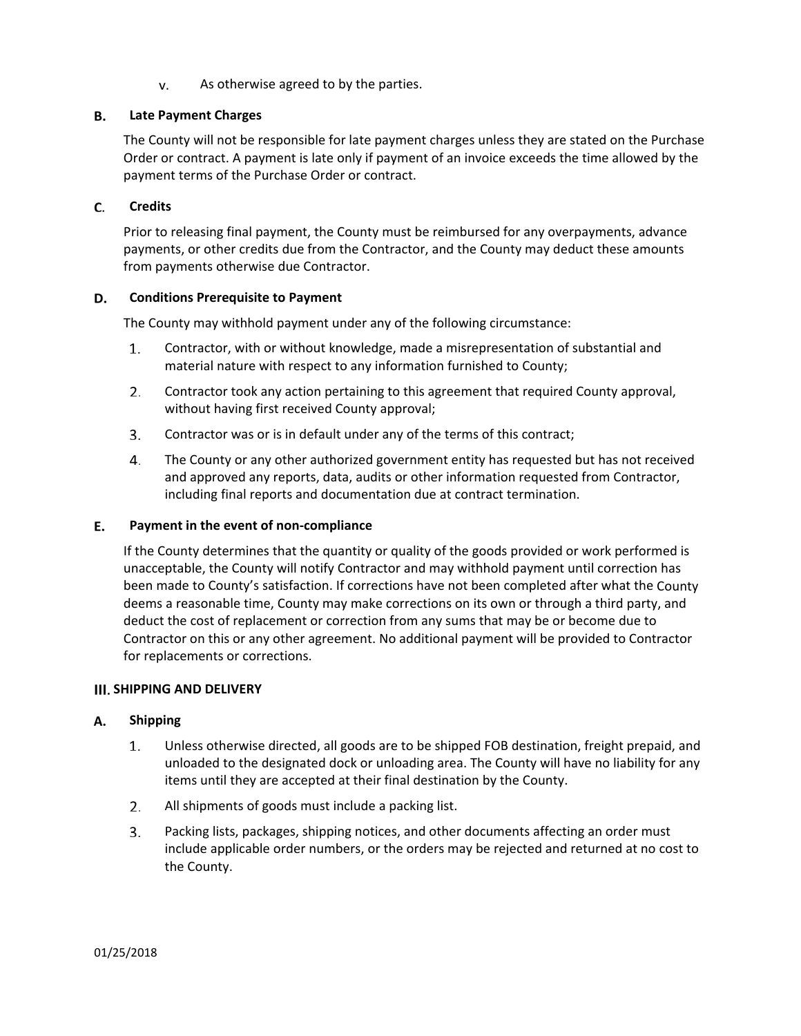v. As otherwise agreed to by the parties.

### B. Late Payment Charges

The County will not be responsible for late payment charges unless they are stated on the Purchase Order or contract. A payment is late only if payment of an invoice exceeds the time allowed by the payment terms of the Purchase Order or contract.

### C. Credits

Prior to releasing final payment, the County must be reimbursed for any overpayments, advance payments, or other credits due from the Contractor, and the County may deduct these amounts from payments otherwise due Contractor.

### D. Conditions Prerequisite to Payment

The County may withhold payment under any of the following circumstance:

1. Contractor, with or without knowledge, made a misrepresentation of substantial and material nature with respect to any information furnished to County;
2. Contractor took any action pertaining to this agreement that required County approval, without having first received County approval;
3. Contractor was or is in default under any of the terms of this contract;
4. The County or any other authorized government entity has requested but has not received and approved any reports, data, audits or other information requested from Contractor, including final reports and documentation due at contract termination.

### E. Payment in the event of non-compliance

If the County determines that the quantity or quality of the goods provided or work performed is unacceptable, the County will notify Contractor and may withhold payment until correction has been made to County's satisfaction. If corrections have not been completed after what the County deems a reasonable time, County may make corrections on its own or through a third party, and deduct the cost of replacement or correction from any sums that may be or become due to Contractor on this or any other agreement. No additional payment will be provided to Contractor for replacements or corrections.

## III. SHIPPING AND DELIVERY

### A. Shipping

1. Unless otherwise directed, all goods are to be shipped FOB destination, freight prepaid, and unloaded to the designated dock or unloading area. The County will have no liability for any items until they are accepted at their final destination by the County.
2. All shipments of goods must include a packing list.
3. Packing lists, packages, shipping notices, and other documents affecting an order must include applicable order numbers, or the orders may be rejected and returned at no cost to the County.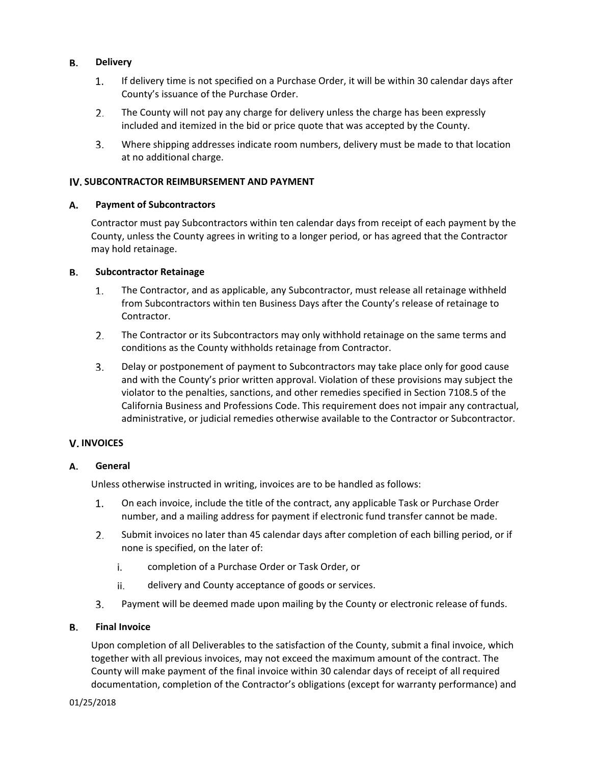### B. Delivery

1. If delivery time is not specified on a Purchase Order, it will be within 30 calendar days after County's issuance of the Purchase Order.
2. The County will not pay any charge for delivery unless the charge has been expressly included and itemized in the bid or price quote that was accepted by the County.
3. Where shipping addresses indicate room numbers, delivery must be made to that location at no additional charge.

## IV. SUBCONTRACTOR REIMBURSEMENT AND PAYMENT

### A. Payment of Subcontractors

Contractor must pay Subcontractors within ten calendar days from receipt of each payment by the County, unless the County agrees in writing to a longer period, or has agreed that the Contractor may hold retainage.

### B. Subcontractor Retainage

1. The Contractor, and as applicable, any Subcontractor, must release all retainage withheld from Subcontractors within ten Business Days after the County's release of retainage to Contractor.
2. The Contractor or its Subcontractors may only withhold retainage on the same terms and conditions as the County withholds retainage from Contractor.
3. Delay or postponement of payment to Subcontractors may take place only for good cause and with the County's prior written approval. Violation of these provisions may subject the violator to the penalties, sanctions, and other remedies specified in Section 7108.5 of the California Business and Professions Code. This requirement does not impair any contractual, administrative, or judicial remedies otherwise available to the Contractor or Subcontractor.

## V. INVOICES

### A. General

Unless otherwise instructed in writing, invoices are to be handled as follows:

1. On each invoice, include the title of the contract, any applicable Task or Purchase Order number, and a mailing address for payment if electronic fund transfer cannot be made.
2. Submit invoices no later than 45 calendar days after completion of each billing period, or if none is specified, on the later of:
   i. completion of a Purchase Order or Task Order, or
   ii. delivery and County acceptance of goods or services.
3. Payment will be deemed made upon mailing by the County or electronic release of funds.

### B. Final Invoice

Upon completion of all Deliverables to the satisfaction of the County, submit a final invoice, which together with all previous invoices, may not exceed the maximum amount of the contract. The County will make payment of the final invoice within 30 calendar days of receipt of all required documentation, completion of the Contractor's obligations (except for warranty performance) and

01/25/2018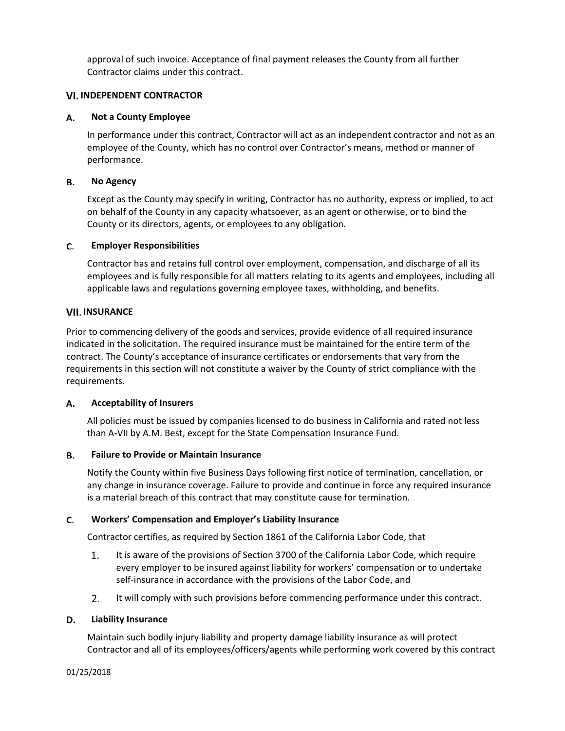approval of such invoice. Acceptance of final payment releases the County from all further Contractor claims under this contract.

## VI. INDEPENDENT CONTRACTOR

### A. Not a County Employee

In performance under this contract, Contractor will act as an independent contractor and not as an employee of the County, which has no control over Contractor's means, method or manner of performance.

### B. No Agency

Except as the County may specify in writing, Contractor has no authority, express or implied, to act on behalf of the County in any capacity whatsoever, as an agent or otherwise, or to bind the County or its directors, agents, or employees to any obligation.

### C. Employer Responsibilities

Contractor has and retains full control over employment, compensation, and discharge of all its employees and is fully responsible for all matters relating to its agents and employees, including all applicable laws and regulations governing employee taxes, withholding, and benefits.

## VII. INSURANCE

Prior to commencing delivery of the goods and services, provide evidence of all required insurance indicated in the solicitation. The required insurance must be maintained for the entire term of the contract. The County's acceptance of insurance certificates or endorsements that vary from the requirements in this section will not constitute a waiver by the County of strict compliance with the requirements.

### A. Acceptability of Insurers

All policies must be issued by companies licensed to do business in California and rated not less than A-VII by A.M. Best, except for the State Compensation Insurance Fund.

### B. Failure to Provide or Maintain Insurance

Notify the County within five Business Days following first notice of termination, cancellation, or any change in insurance coverage. Failure to provide and continue in force any required insurance is a material breach of this contract that may constitute cause for termination.

### C. Workers' Compensation and Employer's Liability Insurance

Contractor certifies, as required by Section 1861 of the California Labor Code, that

1. It is aware of the provisions of Section 3700 of the California Labor Code, which require every employer to be insured against liability for workers' compensation or to undertake self-insurance in accordance with the provisions of the Labor Code, and
2. It will comply with such provisions before commencing performance under this contract.

### D. Liability Insurance

Maintain such bodily injury liability and property damage liability insurance as will protect Contractor and all of its employees/officers/agents while performing work covered by this contract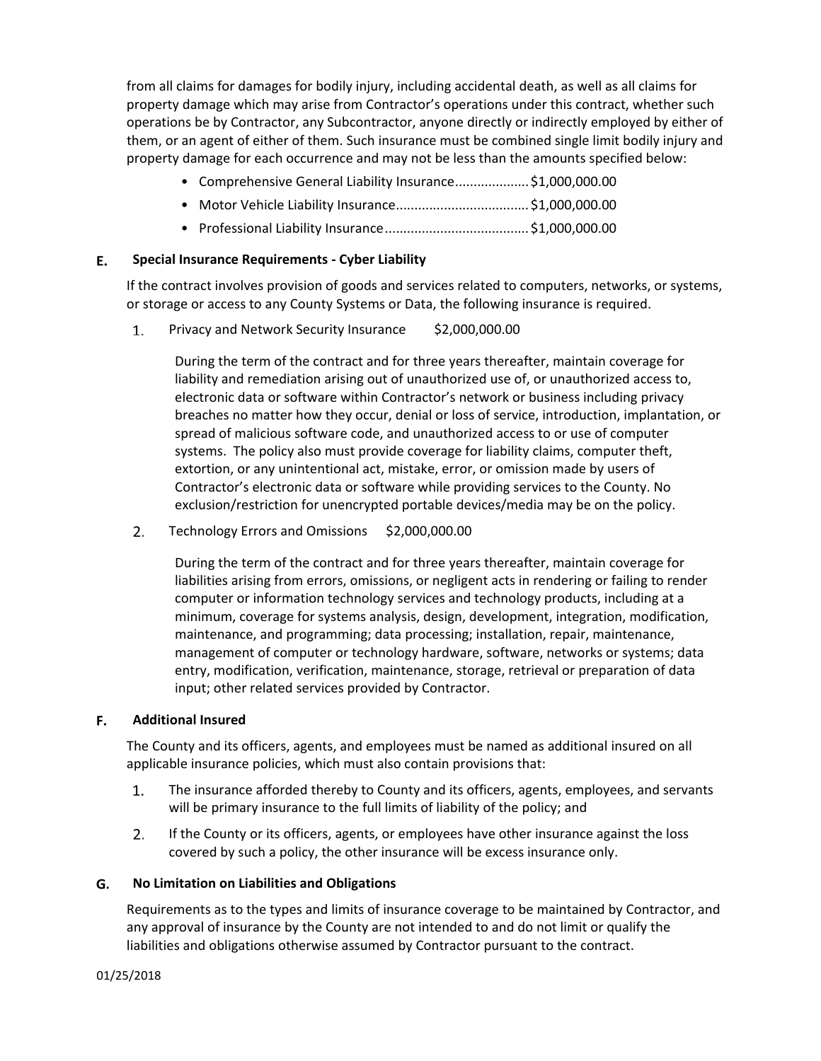from all claims for damages for bodily injury, including accidental death, as well as all claims for property damage which may arise from Contractor's operations under this contract, whether such operations be by Contractor, any Subcontractor, anyone directly or indirectly employed by either of them, or an agent of either of them. Such insurance must be combined single limit bodily injury and property damage for each occurrence and may not be less than the amounts specified below:

- Comprehensive General Liability Insurance.................... $1,000,000.00
- Motor Vehicle Liability Insurance.................................... $1,000,000.00
- Professional Liability Insurance....................................... $1,000,000.00

### E. Special Insurance Requirements - Cyber Liability

If the contract involves provision of goods and services related to computers, networks, or systems, or storage or access to any County Systems or Data, the following insurance is required.

1. Privacy and Network Security Insurance $2,000,000.00

   During the term of the contract and for three years thereafter, maintain coverage for liability and remediation arising out of unauthorized use of, or unauthorized access to, electronic data or software within Contractor's network or business including privacy breaches no matter how they occur, denial or loss of service, introduction, implantation, or spread of malicious software code, and unauthorized access to or use of computer systems. The policy also must provide coverage for liability claims, computer theft, extortion, or any unintentional act, mistake, error, or omission made by users of Contractor's electronic data or software while providing services to the County. No exclusion/restriction for unencrypted portable devices/media may be on the policy.

2. Technology Errors and Omissions $2,000,000.00

   During the term of the contract and for three years thereafter, maintain coverage for liabilities arising from errors, omissions, or negligent acts in rendering or failing to render computer or information technology services and technology products, including at a minimum, coverage for systems analysis, design, development, integration, modification, maintenance, and programming; data processing; installation, repair, maintenance, management of computer or technology hardware, software, networks or systems; data entry, modification, verification, maintenance, storage, retrieval or preparation of data input; other related services provided by Contractor.

### F. Additional Insured

The County and its officers, agents, and employees must be named as additional insured on all applicable insurance policies, which must also contain provisions that:

1. The insurance afforded thereby to County and its officers, agents, employees, and servants will be primary insurance to the full limits of liability of the policy; and
2. If the County or its officers, agents, or employees have other insurance against the loss covered by such a policy, the other insurance will be excess insurance only.

### G. No Limitation on Liabilities and Obligations

Requirements as to the types and limits of insurance coverage to be maintained by Contractor, and any approval of insurance by the County are not intended to and do not limit or qualify the liabilities and obligations otherwise assumed by Contractor pursuant to the contract.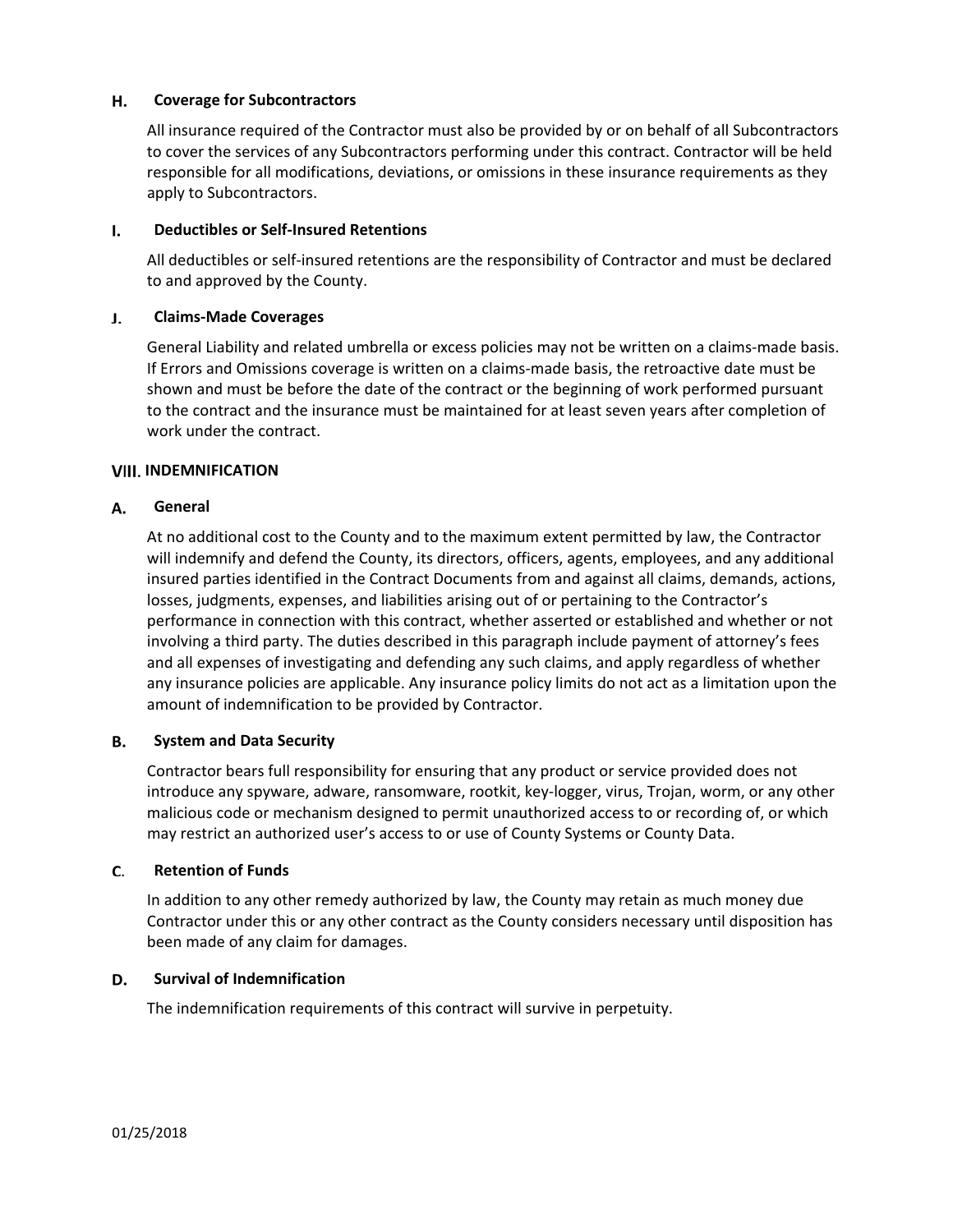### H. Coverage for Subcontractors

All insurance required of the Contractor must also be provided by or on behalf of all Subcontractors to cover the services of any Subcontractors performing under this contract. Contractor will be held responsible for all modifications, deviations, or omissions in these insurance requirements as they apply to Subcontractors.

### I. Deductibles or Self-Insured Retentions

All deductibles or self-insured retentions are the responsibility of Contractor and must be declared to and approved by the County.

### J. Claims-Made Coverages

General Liability and related umbrella or excess policies may not be written on a claims-made basis. If Errors and Omissions coverage is written on a claims-made basis, the retroactive date must be shown and must be before the date of the contract or the beginning of work performed pursuant to the contract and the insurance must be maintained for at least seven years after completion of work under the contract.

## VIII. INDEMNIFICATION

### A. General

At no additional cost to the County and to the maximum extent permitted by law, the Contractor will indemnify and defend the County, its directors, officers, agents, employees, and any additional insured parties identified in the Contract Documents from and against all claims, demands, actions, losses, judgments, expenses, and liabilities arising out of or pertaining to the Contractor's performance in connection with this contract, whether asserted or established and whether or not involving a third party. The duties described in this paragraph include payment of attorney's fees and all expenses of investigating and defending any such claims, and apply regardless of whether any insurance policies are applicable. Any insurance policy limits do not act as a limitation upon the amount of indemnification to be provided by Contractor.

### B. System and Data Security

Contractor bears full responsibility for ensuring that any product or service provided does not introduce any spyware, adware, ransomware, rootkit, key-logger, virus, Trojan, worm, or any other malicious code or mechanism designed to permit unauthorized access to or recording of, or which may restrict an authorized user's access to or use of County Systems or County Data.

### C. Retention of Funds

In addition to any other remedy authorized by law, the County may retain as much money due Contractor under this or any other contract as the County considers necessary until disposition has been made of any claim for damages.

### D. Survival of Indemnification

The indemnification requirements of this contract will survive in perpetuity.

01/25/2018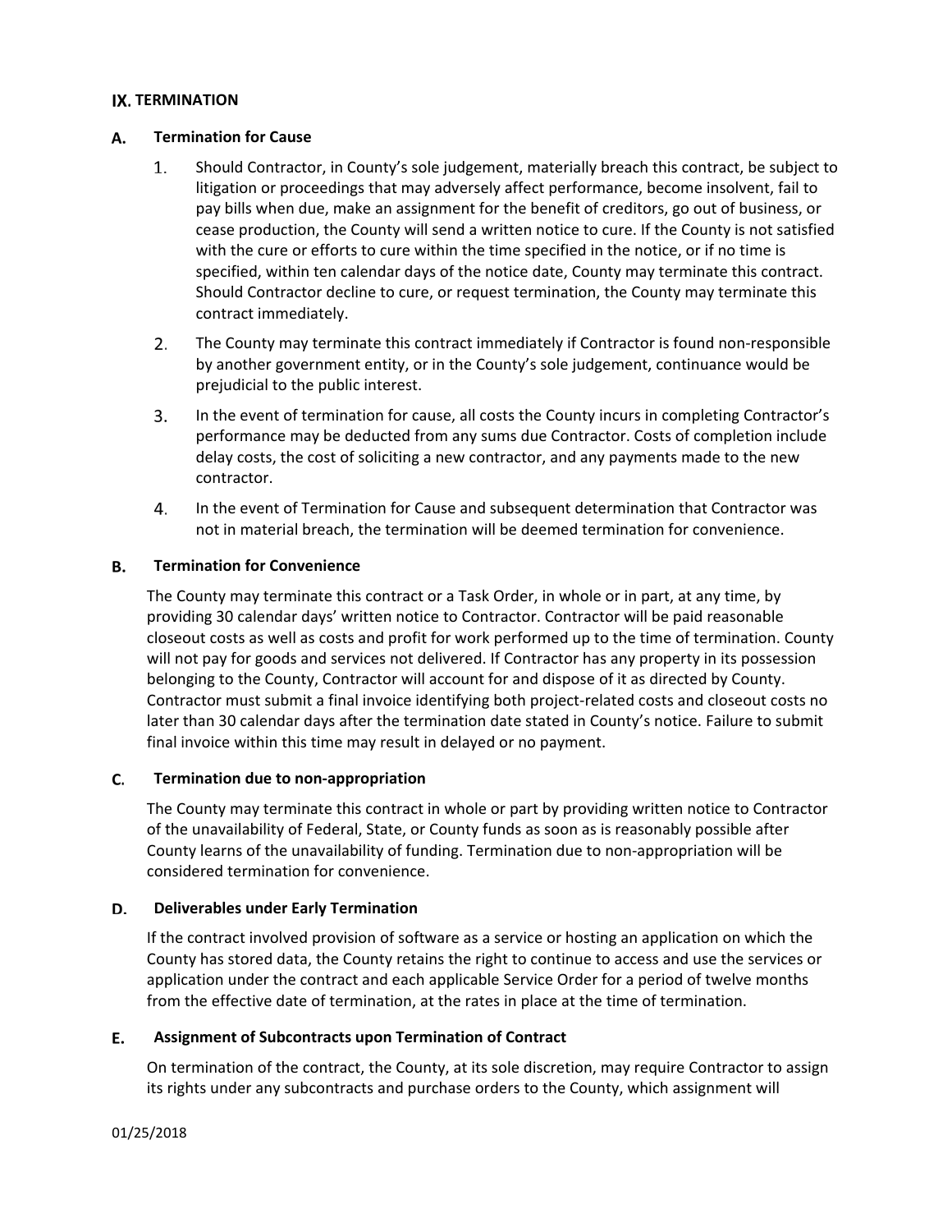## IX. TERMINATION

### A. Termination for Cause

1. Should Contractor, in County's sole judgement, materially breach this contract, be subject to litigation or proceedings that may adversely affect performance, become insolvent, fail to pay bills when due, make an assignment for the benefit of creditors, go out of business, or cease production, the County will send a written notice to cure. If the County is not satisfied with the cure or efforts to cure within the time specified in the notice, or if no time is specified, within ten calendar days of the notice date, County may terminate this contract. Should Contractor decline to cure, or request termination, the County may terminate this contract immediately.
2. The County may terminate this contract immediately if Contractor is found non-responsible by another government entity, or in the County's sole judgement, continuance would be prejudicial to the public interest.
3. In the event of termination for cause, all costs the County incurs in completing Contractor's performance may be deducted from any sums due Contractor. Costs of completion include delay costs, the cost of soliciting a new contractor, and any payments made to the new contractor.
4. In the event of Termination for Cause and subsequent determination that Contractor was not in material breach, the termination will be deemed termination for convenience.

### B. Termination for Convenience

The County may terminate this contract or a Task Order, in whole or in part, at any time, by providing 30 calendar days' written notice to Contractor. Contractor will be paid reasonable closeout costs as well as costs and profit for work performed up to the time of termination. County will not pay for goods and services not delivered. If Contractor has any property in its possession belonging to the County, Contractor will account for and dispose of it as directed by County. Contractor must submit a final invoice identifying both project-related costs and closeout costs no later than 30 calendar days after the termination date stated in County's notice. Failure to submit final invoice within this time may result in delayed or no payment.

### C. Termination due to non-appropriation

The County may terminate this contract in whole or part by providing written notice to Contractor of the unavailability of Federal, State, or County funds as soon as is reasonably possible after County learns of the unavailability of funding. Termination due to non-appropriation will be considered termination for convenience.

### D. Deliverables under Early Termination

If the contract involved provision of software as a service or hosting an application on which the County has stored data, the County retains the right to continue to access and use the services or application under the contract and each applicable Service Order for a period of twelve months from the effective date of termination, at the rates in place at the time of termination.

### E. Assignment of Subcontracts upon Termination of Contract

On termination of the contract, the County, at its sole discretion, may require Contractor to assign its rights under any subcontracts and purchase orders to the County, which assignment will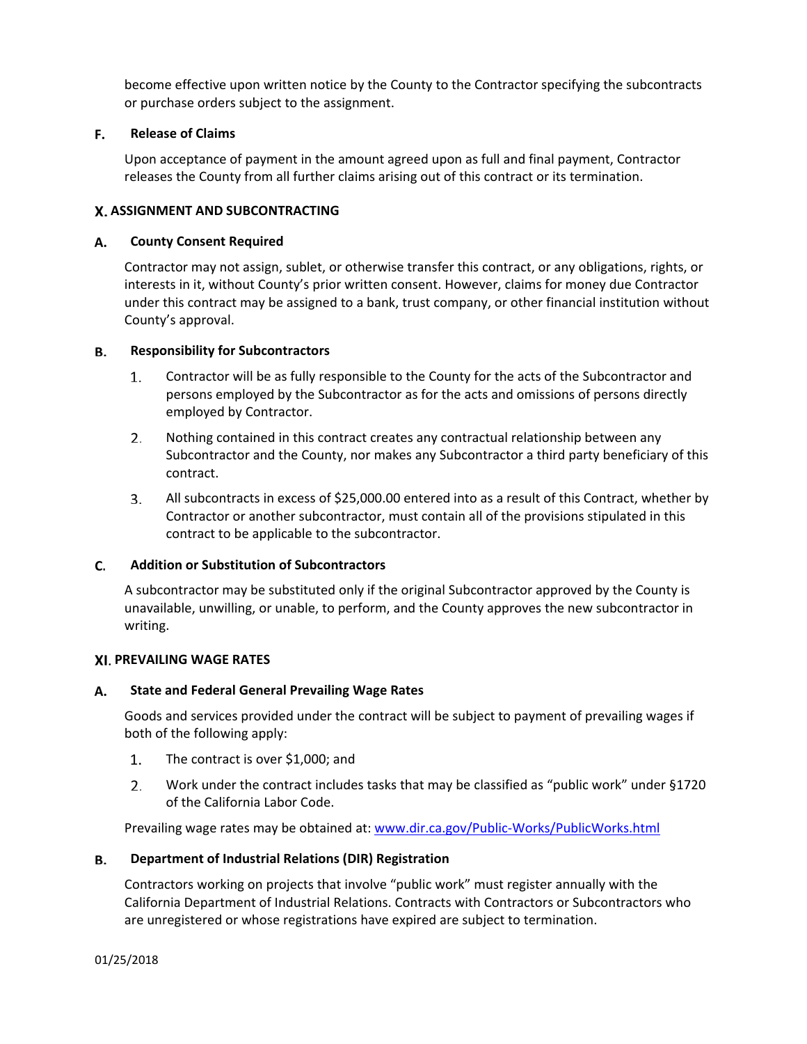become effective upon written notice by the County to the Contractor specifying the subcontracts or purchase orders subject to the assignment.

### F. Release of Claims

Upon acceptance of payment in the amount agreed upon as full and final payment, Contractor releases the County from all further claims arising out of this contract or its termination.

## X. ASSIGNMENT AND SUBCONTRACTING

### A. County Consent Required

Contractor may not assign, sublet, or otherwise transfer this contract, or any obligations, rights, or interests in it, without County's prior written consent. However, claims for money due Contractor under this contract may be assigned to a bank, trust company, or other financial institution without County's approval.

### B. Responsibility for Subcontractors

1. Contractor will be as fully responsible to the County for the acts of the Subcontractor and persons employed by the Subcontractor as for the acts and omissions of persons directly employed by Contractor.
2. Nothing contained in this contract creates any contractual relationship between any Subcontractor and the County, nor makes any Subcontractor a third party beneficiary of this contract.
3. All subcontracts in excess of $25,000.00 entered into as a result of this Contract, whether by Contractor or another subcontractor, must contain all of the provisions stipulated in this contract to be applicable to the subcontractor.

### C. Addition or Substitution of Subcontractors

A subcontractor may be substituted only if the original Subcontractor approved by the County is unavailable, unwilling, or unable, to perform, and the County approves the new subcontractor in writing.

## XI. PREVAILING WAGE RATES

### A. State and Federal General Prevailing Wage Rates

Goods and services provided under the contract will be subject to payment of prevailing wages if both of the following apply:

1. The contract is over $1,000; and
2. Work under the contract includes tasks that may be classified as "public work" under §1720 of the California Labor Code.

Prevailing wage rates may be obtained at: [www.dir.ca.gov/Public-Works/PublicWorks.html](http://www.dir.ca.gov/Public-Works/PublicWorks.html)

### B. Department of Industrial Relations (DIR) Registration

Contractors working on projects that involve "public work" must register annually with the California Department of Industrial Relations. Contracts with Contractors or Subcontractors who are unregistered or whose registrations have expired are subject to termination.

01/25/2018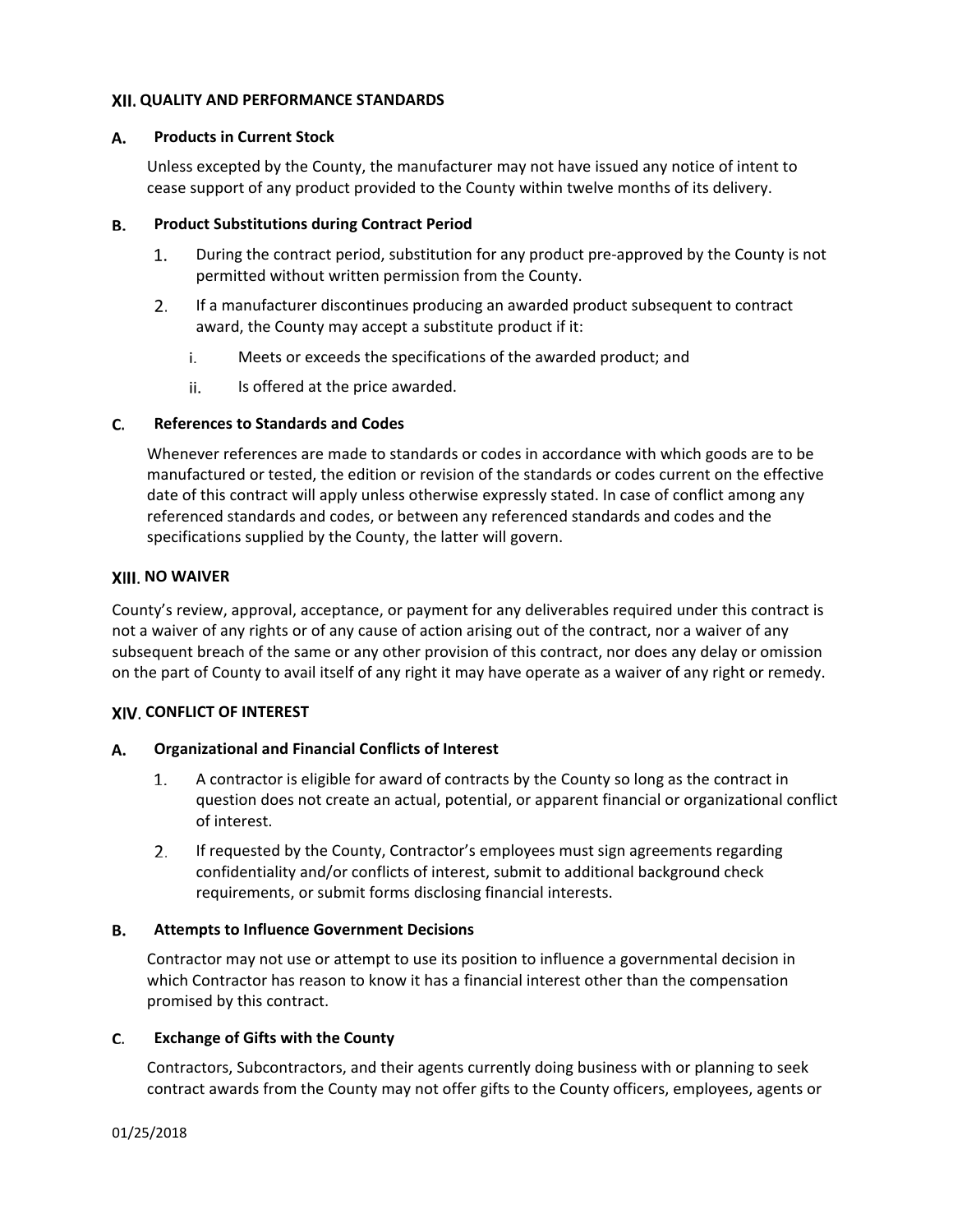## XII. QUALITY AND PERFORMANCE STANDARDS

### A. Products in Current Stock

Unless excepted by the County, the manufacturer may not have issued any notice of intent to cease support of any product provided to the County within twelve months of its delivery.

### B. Product Substitutions during Contract Period

1. During the contract period, substitution for any product pre-approved by the County is not permitted without written permission from the County.
2. If a manufacturer discontinues producing an awarded product subsequent to contract award, the County may accept a substitute product if it:
   i. Meets or exceeds the specifications of the awarded product; and
   ii. Is offered at the price awarded.

### C. References to Standards and Codes

Whenever references are made to standards or codes in accordance with which goods are to be manufactured or tested, the edition or revision of the standards or codes current on the effective date of this contract will apply unless otherwise expressly stated. In case of conflict among any referenced standards and codes, or between any referenced standards and codes and the specifications supplied by the County, the latter will govern.

## XIII. NO WAIVER

County's review, approval, acceptance, or payment for any deliverables required under this contract is not a waiver of any rights or of any cause of action arising out of the contract, nor a waiver of any subsequent breach of the same or any other provision of this contract, nor does any delay or omission on the part of County to avail itself of any right it may have operate as a waiver of any right or remedy.

## XIV. CONFLICT OF INTEREST

### A. Organizational and Financial Conflicts of Interest

1. A contractor is eligible for award of contracts by the County so long as the contract in question does not create an actual, potential, or apparent financial or organizational conflict of interest.
2. If requested by the County, Contractor's employees must sign agreements regarding confidentiality and/or conflicts of interest, submit to additional background check requirements, or submit forms disclosing financial interests.

### B. Attempts to Influence Government Decisions

Contractor may not use or attempt to use its position to influence a governmental decision in which Contractor has reason to know it has a financial interest other than the compensation promised by this contract.

### C. Exchange of Gifts with the County

Contractors, Subcontractors, and their agents currently doing business with or planning to seek contract awards from the County may not offer gifts to the County officers, employees, agents or

01/25/2018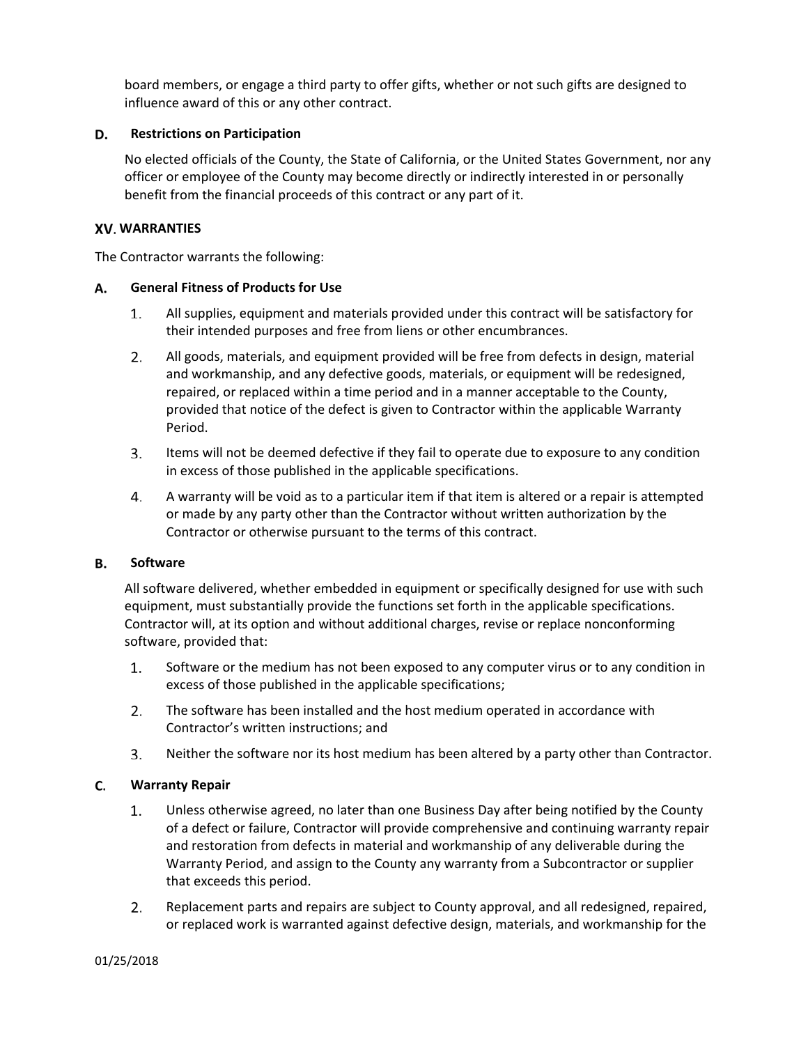board members, or engage a third party to offer gifts, whether or not such gifts are designed to influence award of this or any other contract.

### D. Restrictions on Participation

No elected officials of the County, the State of California, or the United States Government, nor any officer or employee of the County may become directly or indirectly interested in or personally benefit from the financial proceeds of this contract or any part of it.

## XV. WARRANTIES

The Contractor warrants the following:

### A. General Fitness of Products for Use

1. All supplies, equipment and materials provided under this contract will be satisfactory for their intended purposes and free from liens or other encumbrances.
2. All goods, materials, and equipment provided will be free from defects in design, material and workmanship, and any defective goods, materials, or equipment will be redesigned, repaired, or replaced within a time period and in a manner acceptable to the County, provided that notice of the defect is given to Contractor within the applicable Warranty Period.
3. Items will not be deemed defective if they fail to operate due to exposure to any condition in excess of those published in the applicable specifications.
4. A warranty will be void as to a particular item if that item is altered or a repair is attempted or made by any party other than the Contractor without written authorization by the Contractor or otherwise pursuant to the terms of this contract.

### B. Software

All software delivered, whether embedded in equipment or specifically designed for use with such equipment, must substantially provide the functions set forth in the applicable specifications. Contractor will, at its option and without additional charges, revise or replace nonconforming software, provided that:

1. Software or the medium has not been exposed to any computer virus or to any condition in excess of those published in the applicable specifications;
2. The software has been installed and the host medium operated in accordance with Contractor's written instructions; and
3. Neither the software nor its host medium has been altered by a party other than Contractor.

### C. Warranty Repair

1. Unless otherwise agreed, no later than one Business Day after being notified by the County of a defect or failure, Contractor will provide comprehensive and continuing warranty repair and restoration from defects in material and workmanship of any deliverable during the Warranty Period, and assign to the County any warranty from a Subcontractor or supplier that exceeds this period.
2. Replacement parts and repairs are subject to County approval, and all redesigned, repaired, or replaced work is warranted against defective design, materials, and workmanship for the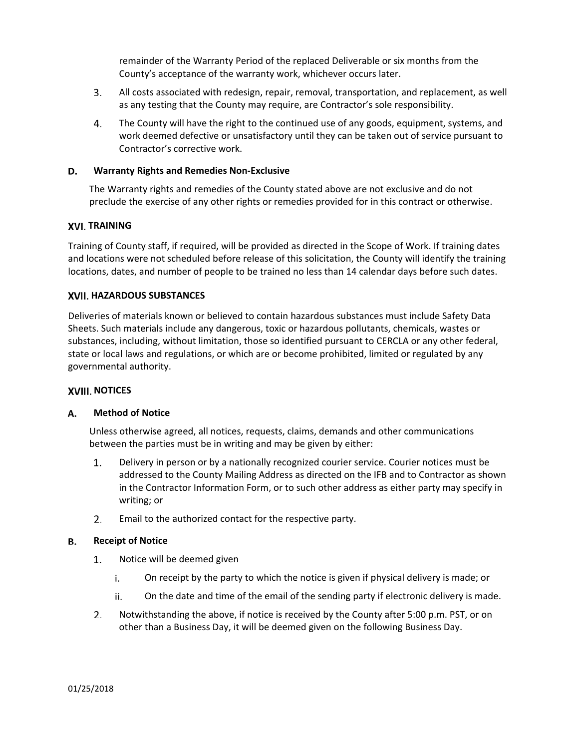remainder of the Warranty Period of the replaced Deliverable or six months from the County's acceptance of the warranty work, whichever occurs later.

3. All costs associated with redesign, repair, removal, transportation, and replacement, as well as any testing that the County may require, are Contractor's sole responsibility.

4. The County will have the right to the continued use of any goods, equipment, systems, and work deemed defective or unsatisfactory until they can be taken out of service pursuant to Contractor's corrective work.

### D. Warranty Rights and Remedies Non-Exclusive

The Warranty rights and remedies of the County stated above are not exclusive and do not preclude the exercise of any other rights or remedies provided for in this contract or otherwise.

## XVI. TRAINING

Training of County staff, if required, will be provided as directed in the Scope of Work. If training dates and locations were not scheduled before release of this solicitation, the County will identify the training locations, dates, and number of people to be trained no less than 14 calendar days before such dates.

## XVII. HAZARDOUS SUBSTANCES

Deliveries of materials known or believed to contain hazardous substances must include Safety Data Sheets. Such materials include any dangerous, toxic or hazardous pollutants, chemicals, wastes or substances, including, without limitation, those so identified pursuant to CERCLA or any other federal, state or local laws and regulations, or which are or become prohibited, limited or regulated by any governmental authority.

## XVIII. NOTICES

### A. Method of Notice

Unless otherwise agreed, all notices, requests, claims, demands and other communications between the parties must be in writing and may be given by either:

1. Delivery in person or by a nationally recognized courier service. Courier notices must be addressed to the County Mailing Address as directed on the IFB and to Contractor as shown in the Contractor Information Form, or to such other address as either party may specify in writing; or

2. Email to the authorized contact for the respective party.

### B. Receipt of Notice

1. Notice will be deemed given
   i. On receipt by the party to which the notice is given if physical delivery is made; or
   ii. On the date and time of the email of the sending party if electronic delivery is made.

2. Notwithstanding the above, if notice is received by the County after 5:00 p.m. PST, or on other than a Business Day, it will be deemed given on the following Business Day.

01/25/2018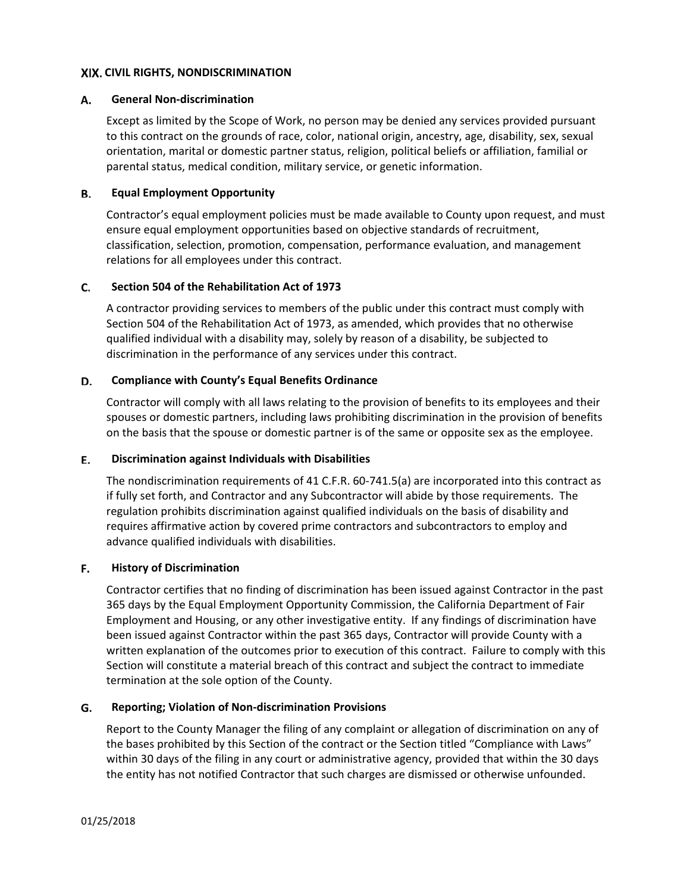## XIX. CIVIL RIGHTS, NONDISCRIMINATION

### A. General Non-discrimination

Except as limited by the Scope of Work, no person may be denied any services provided pursuant to this contract on the grounds of race, color, national origin, ancestry, age, disability, sex, sexual orientation, marital or domestic partner status, religion, political beliefs or affiliation, familial or parental status, medical condition, military service, or genetic information.

### B. Equal Employment Opportunity

Contractor's equal employment policies must be made available to County upon request, and must ensure equal employment opportunities based on objective standards of recruitment, classification, selection, promotion, compensation, performance evaluation, and management relations for all employees under this contract.

### C. Section 504 of the Rehabilitation Act of 1973

A contractor providing services to members of the public under this contract must comply with Section 504 of the Rehabilitation Act of 1973, as amended, which provides that no otherwise qualified individual with a disability may, solely by reason of a disability, be subjected to discrimination in the performance of any services under this contract.

### D. Compliance with County's Equal Benefits Ordinance

Contractor will comply with all laws relating to the provision of benefits to its employees and their spouses or domestic partners, including laws prohibiting discrimination in the provision of benefits on the basis that the spouse or domestic partner is of the same or opposite sex as the employee.

### E. Discrimination against Individuals with Disabilities

The nondiscrimination requirements of 41 C.F.R. 60-741.5(a) are incorporated into this contract as if fully set forth, and Contractor and any Subcontractor will abide by those requirements. The regulation prohibits discrimination against qualified individuals on the basis of disability and requires affirmative action by covered prime contractors and subcontractors to employ and advance qualified individuals with disabilities.

### F. History of Discrimination

Contractor certifies that no finding of discrimination has been issued against Contractor in the past 365 days by the Equal Employment Opportunity Commission, the California Department of Fair Employment and Housing, or any other investigative entity. If any findings of discrimination have been issued against Contractor within the past 365 days, Contractor will provide County with a written explanation of the outcomes prior to execution of this contract. Failure to comply with this Section will constitute a material breach of this contract and subject the contract to immediate termination at the sole option of the County.

### G. Reporting; Violation of Non-discrimination Provisions

Report to the County Manager the filing of any complaint or allegation of discrimination on any of the bases prohibited by this Section of the contract or the Section titled "Compliance with Laws" within 30 days of the filing in any court or administrative agency, provided that within the 30 days the entity has not notified Contractor that such charges are dismissed or otherwise unfounded.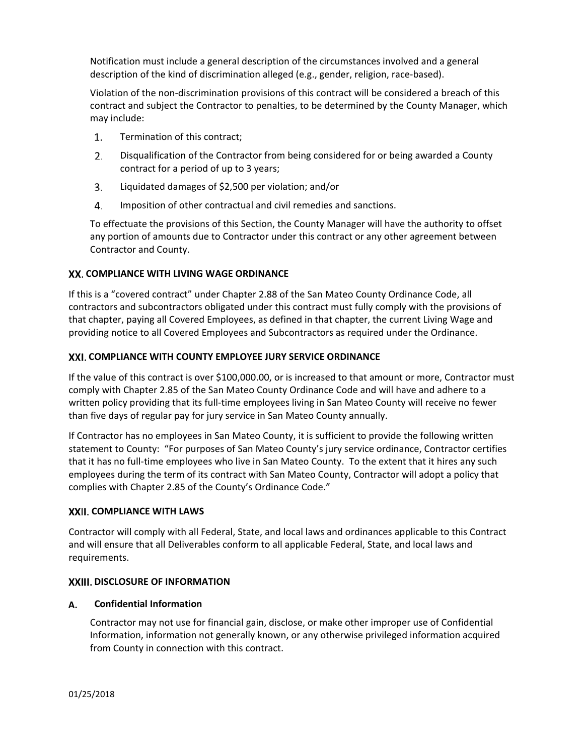Notification must include a general description of the circumstances involved and a general description of the kind of discrimination alleged (e.g., gender, religion, race-based).

Violation of the non-discrimination provisions of this contract will be considered a breach of this contract and subject the Contractor to penalties, to be determined by the County Manager, which may include:

1. Termination of this contract;
2. Disqualification of the Contractor from being considered for or being awarded a County contract for a period of up to 3 years;
3. Liquidated damages of $2,500 per violation; and/or
4. Imposition of other contractual and civil remedies and sanctions.

To effectuate the provisions of this Section, the County Manager will have the authority to offset any portion of amounts due to Contractor under this contract or any other agreement between Contractor and County.

## XX. COMPLIANCE WITH LIVING WAGE ORDINANCE

If this is a "covered contract" under Chapter 2.88 of the San Mateo County Ordinance Code, all contractors and subcontractors obligated under this contract must fully comply with the provisions of that chapter, paying all Covered Employees, as defined in that chapter, the current Living Wage and providing notice to all Covered Employees and Subcontractors as required under the Ordinance.

## XXI. COMPLIANCE WITH COUNTY EMPLOYEE JURY SERVICE ORDINANCE

If the value of this contract is over $100,000.00, or is increased to that amount or more, Contractor must comply with Chapter 2.85 of the San Mateo County Ordinance Code and will have and adhere to a written policy providing that its full-time employees living in San Mateo County will receive no fewer than five days of regular pay for jury service in San Mateo County annually.

If Contractor has no employees in San Mateo County, it is sufficient to provide the following written statement to County: "For purposes of San Mateo County's jury service ordinance, Contractor certifies that it has no full-time employees who live in San Mateo County. To the extent that it hires any such employees during the term of its contract with San Mateo County, Contractor will adopt a policy that complies with Chapter 2.85 of the County's Ordinance Code."

## XXII. COMPLIANCE WITH LAWS

Contractor will comply with all Federal, State, and local laws and ordinances applicable to this Contract and will ensure that all Deliverables conform to all applicable Federal, State, and local laws and requirements.

## XXIII. DISCLOSURE OF INFORMATION

### A. Confidential Information

Contractor may not use for financial gain, disclose, or make other improper use of Confidential Information, information not generally known, or any otherwise privileged information acquired from County in connection with this contract.

01/25/2018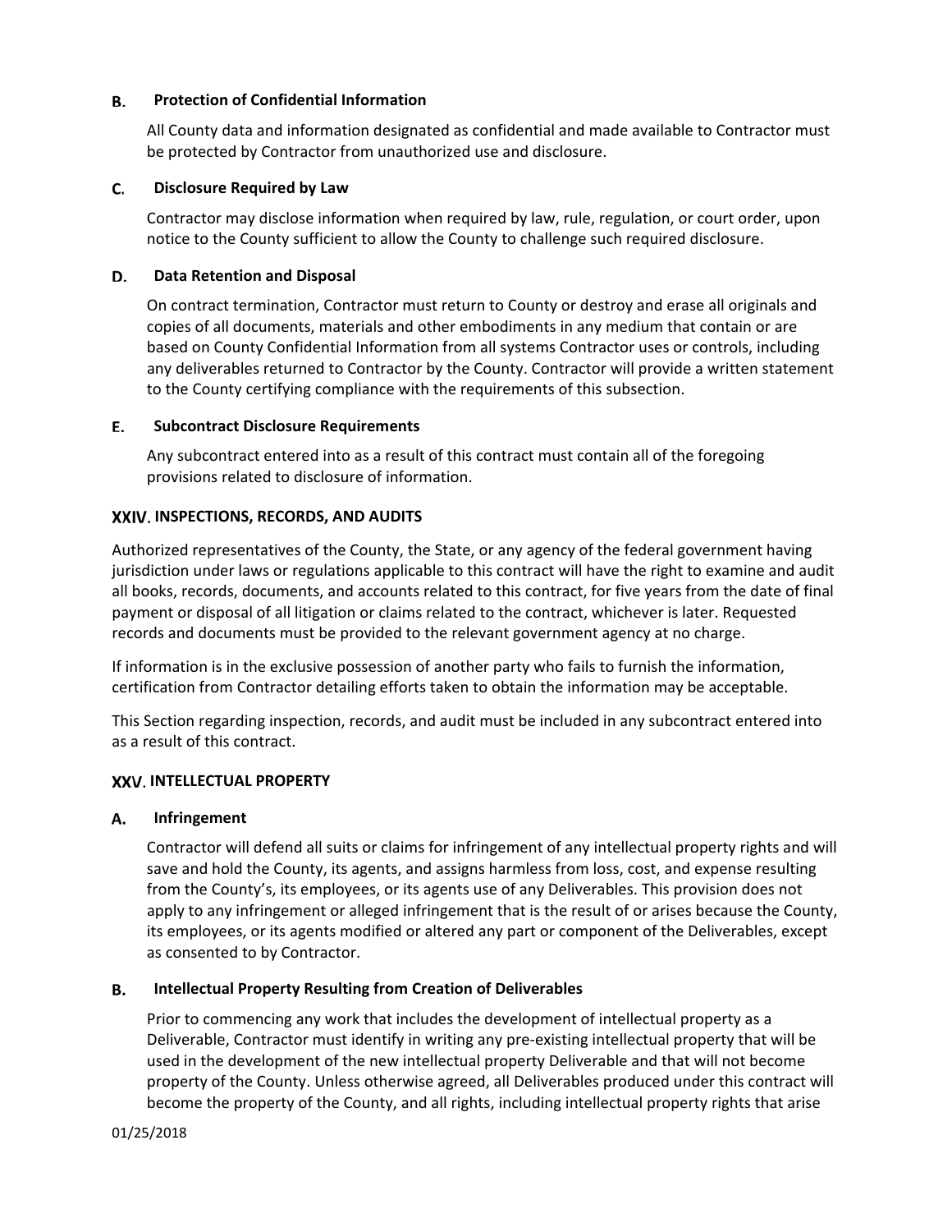### B. Protection of Confidential Information

All County data and information designated as confidential and made available to Contractor must be protected by Contractor from unauthorized use and disclosure.

### C. Disclosure Required by Law

Contractor may disclose information when required by law, rule, regulation, or court order, upon notice to the County sufficient to allow the County to challenge such required disclosure.

### D. Data Retention and Disposal

On contract termination, Contractor must return to County or destroy and erase all originals and copies of all documents, materials and other embodiments in any medium that contain or are based on County Confidential Information from all systems Contractor uses or controls, including any deliverables returned to Contractor by the County. Contractor will provide a written statement to the County certifying compliance with the requirements of this subsection.

### E. Subcontract Disclosure Requirements

Any subcontract entered into as a result of this contract must contain all of the foregoing provisions related to disclosure of information.

## XXIV. INSPECTIONS, RECORDS, AND AUDITS

Authorized representatives of the County, the State, or any agency of the federal government having jurisdiction under laws or regulations applicable to this contract will have the right to examine and audit all books, records, documents, and accounts related to this contract, for five years from the date of final payment or disposal of all litigation or claims related to the contract, whichever is later. Requested records and documents must be provided to the relevant government agency at no charge.

If information is in the exclusive possession of another party who fails to furnish the information, certification from Contractor detailing efforts taken to obtain the information may be acceptable.

This Section regarding inspection, records, and audit must be included in any subcontract entered into as a result of this contract.

## XXV. INTELLECTUAL PROPERTY

### A. Infringement

Contractor will defend all suits or claims for infringement of any intellectual property rights and will save and hold the County, its agents, and assigns harmless from loss, cost, and expense resulting from the County's, its employees, or its agents use of any Deliverables. This provision does not apply to any infringement or alleged infringement that is the result of or arises because the County, its employees, or its agents modified or altered any part or component of the Deliverables, except as consented to by Contractor.

### B. Intellectual Property Resulting from Creation of Deliverables

Prior to commencing any work that includes the development of intellectual property as a Deliverable, Contractor must identify in writing any pre-existing intellectual property that will be used in the development of the new intellectual property Deliverable and that will not become property of the County. Unless otherwise agreed, all Deliverables produced under this contract will become the property of the County, and all rights, including intellectual property rights that arise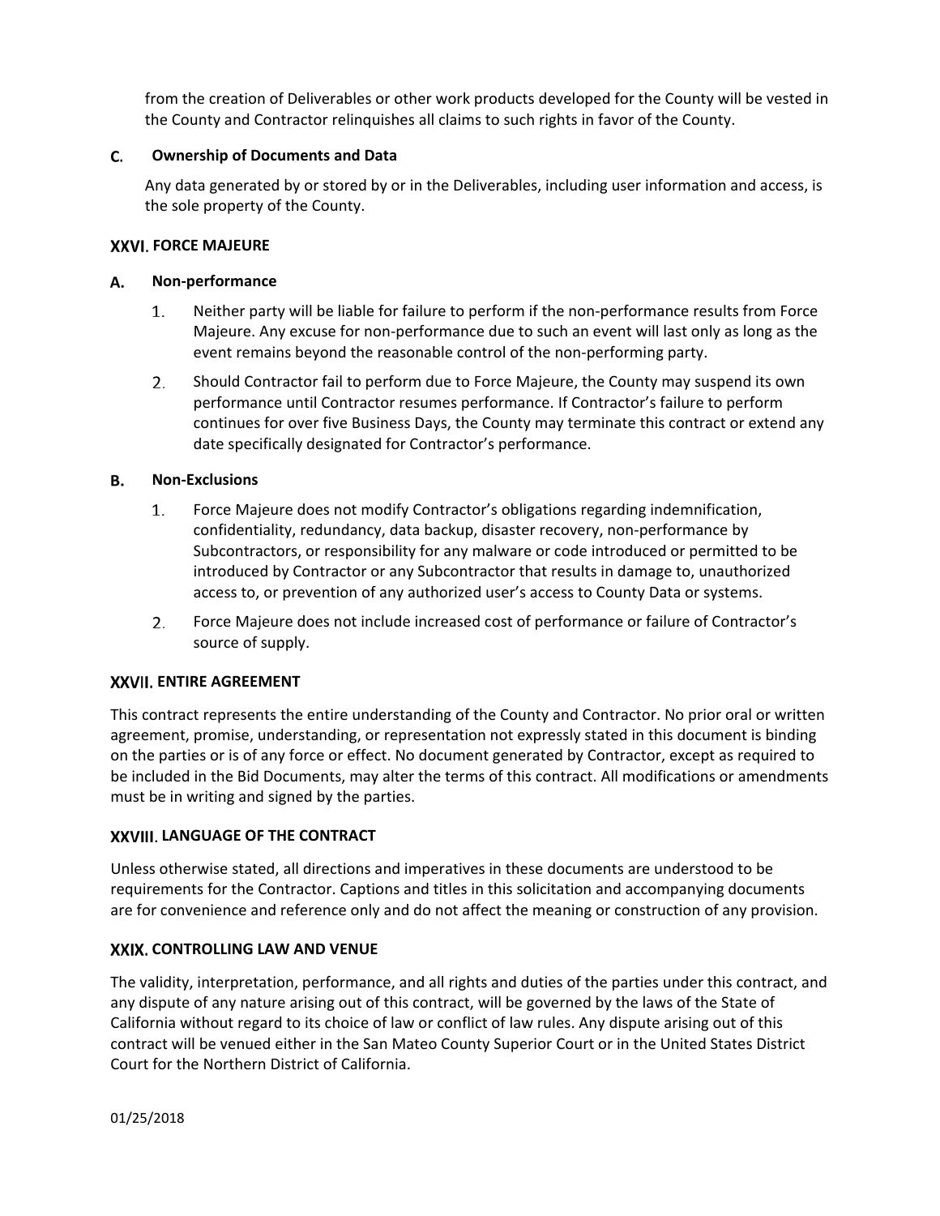from the creation of Deliverables or other work products developed for the County will be vested in the County and Contractor relinquishes all claims to such rights in favor of the County.

### C. Ownership of Documents and Data

Any data generated by or stored by or in the Deliverables, including user information and access, is the sole property of the County.

## XXVI. FORCE MAJEURE

### A. Non-performance

1. Neither party will be liable for failure to perform if the non-performance results from Force Majeure. Any excuse for non-performance due to such an event will last only as long as the event remains beyond the reasonable control of the non-performing party.
2. Should Contractor fail to perform due to Force Majeure, the County may suspend its own performance until Contractor resumes performance. If Contractor's failure to perform continues for over five Business Days, the County may terminate this contract or extend any date specifically designated for Contractor's performance.

### B. Non-Exclusions

1. Force Majeure does not modify Contractor's obligations regarding indemnification, confidentiality, redundancy, data backup, disaster recovery, non-performance by Subcontractors, or responsibility for any malware or code introduced or permitted to be introduced by Contractor or any Subcontractor that results in damage to, unauthorized access to, or prevention of any authorized user's access to County Data or systems.
2. Force Majeure does not include increased cost of performance or failure of Contractor's source of supply.

## XXVII. ENTIRE AGREEMENT

This contract represents the entire understanding of the County and Contractor. No prior oral or written agreement, promise, understanding, or representation not expressly stated in this document is binding on the parties or is of any force or effect. No document generated by Contractor, except as required to be included in the Bid Documents, may alter the terms of this contract. All modifications or amendments must be in writing and signed by the parties.

## XXVIII. LANGUAGE OF THE CONTRACT

Unless otherwise stated, all directions and imperatives in these documents are understood to be requirements for the Contractor. Captions and titles in this solicitation and accompanying documents are for convenience and reference only and do not affect the meaning or construction of any provision.

## XXIX. CONTROLLING LAW AND VENUE

The validity, interpretation, performance, and all rights and duties of the parties under this contract, and any dispute of any nature arising out of this contract, will be governed by the laws of the State of California without regard to its choice of law or conflict of law rules. Any dispute arising out of this contract will be venued either in the San Mateo County Superior Court or in the United States District Court for the Northern District of California.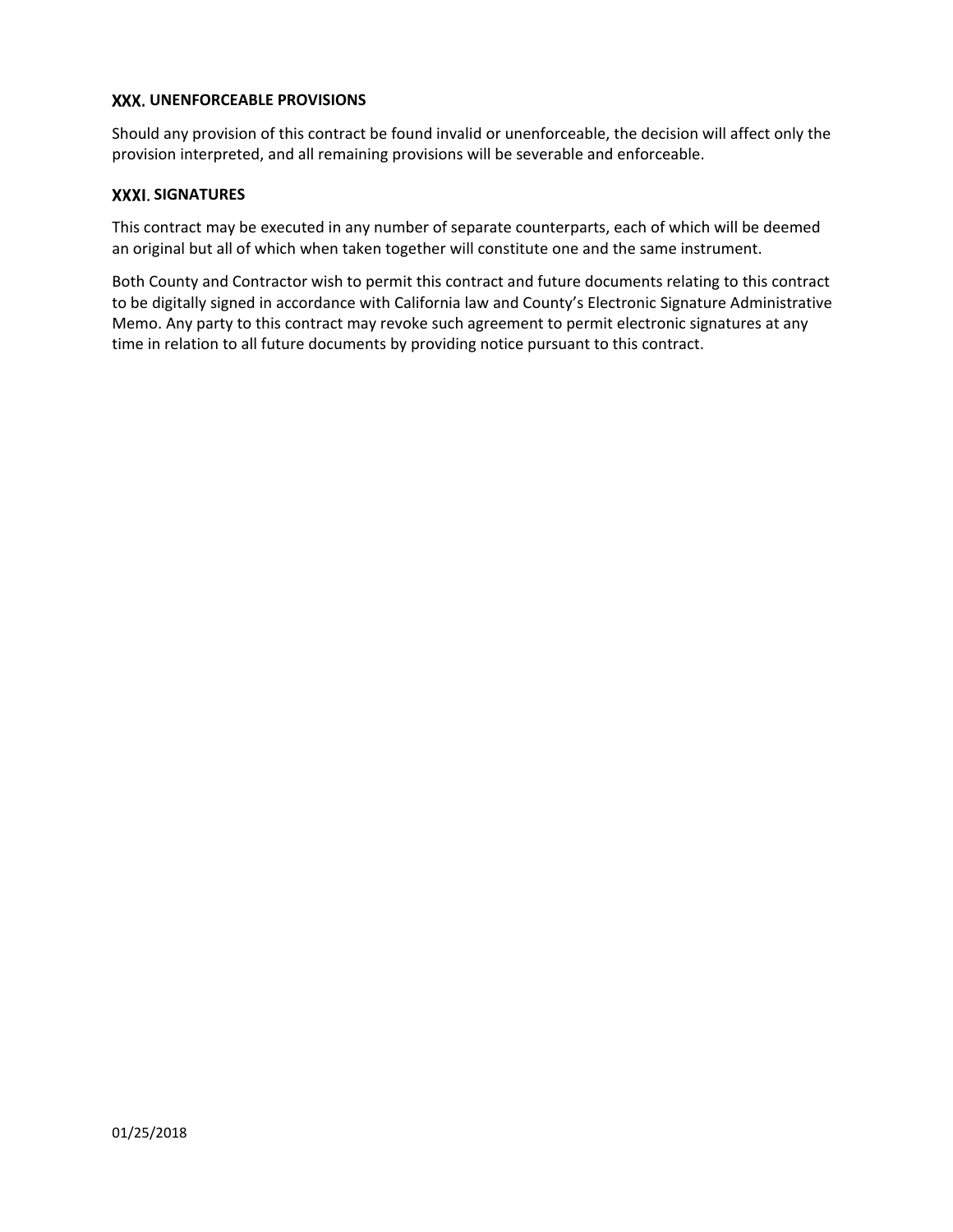### XXX. UNENFORCEABLE PROVISIONS

Should any provision of this contract be found invalid or unenforceable, the decision will affect only the provision interpreted, and all remaining provisions will be severable and enforceable.

### XXXI. SIGNATURES

This contract may be executed in any number of separate counterparts, each of which will be deemed an original but all of which when taken together will constitute one and the same instrument.

Both County and Contractor wish to permit this contract and future documents relating to this contract to be digitally signed in accordance with California law and County's Electronic Signature Administrative Memo. Any party to this contract may revoke such agreement to permit electronic signatures at any time in relation to all future documents by providing notice pursuant to this contract.